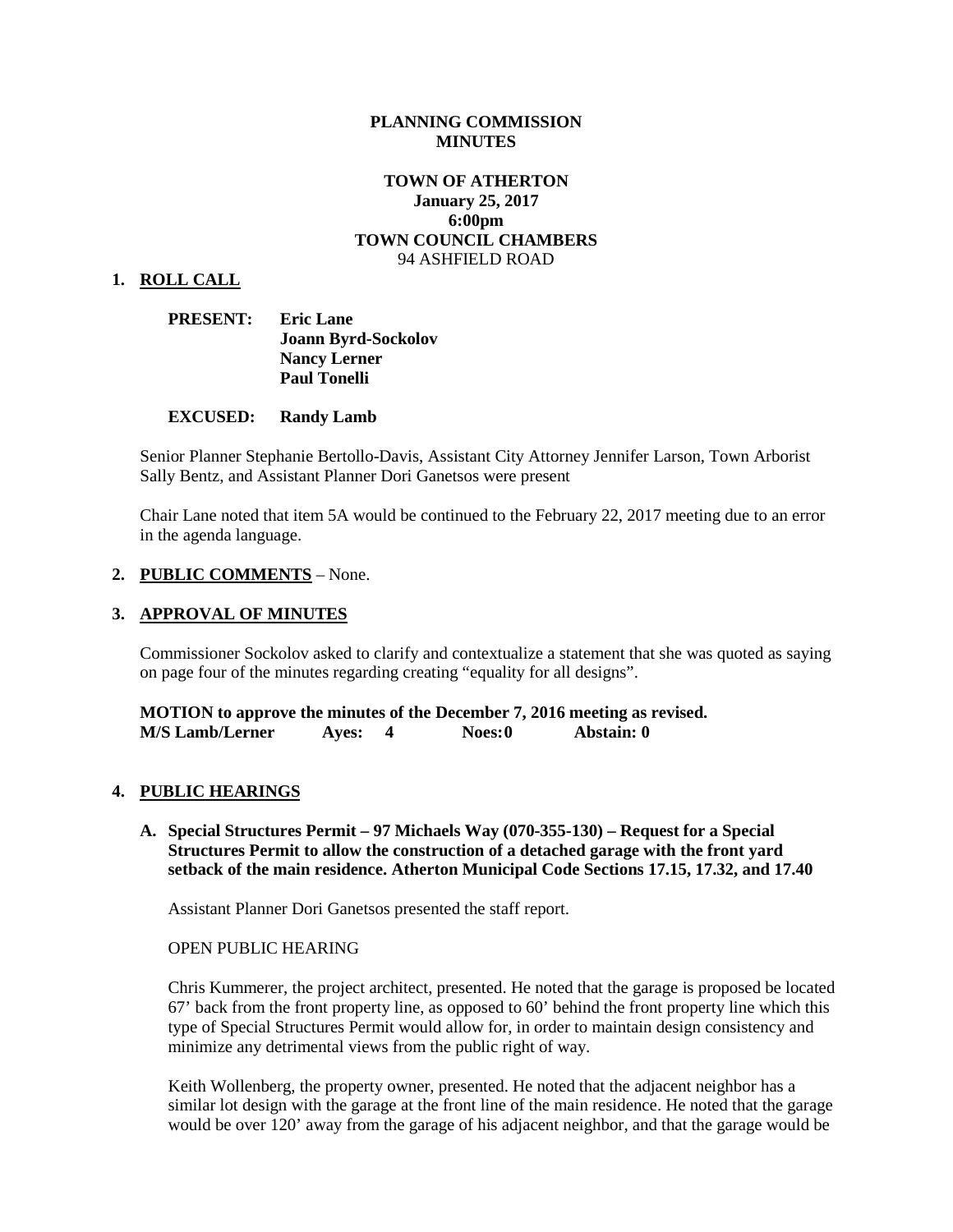**PLANNING COMMISSION**
**MINUTES**

**TOWN OF ATHERTON**
**January 25, 2017**
**6:00pm**
**TOWN COUNCIL CHAMBERS**
94 ASHFIELD ROAD

## 1. ROLL CALL

**PRESENT:** **Eric Lane**
**Joann Byrd-Sockolov**
**Nancy Lerner**
**Paul Tonelli**

**EXCUSED:** **Randy Lamb**

Senior Planner Stephanie Bertollo-Davis, Assistant City Attorney Jennifer Larson, Town Arborist Sally Bentz, and Assistant Planner Dori Ganetsos were present

Chair Lane noted that item 5A would be continued to the February 22, 2017 meeting due to an error in the agenda language.

## 2. PUBLIC COMMENTS – None.

## 3. APPROVAL OF MINUTES

Commissioner Sockolov asked to clarify and contextualize a statement that she was quoted as saying on page four of the minutes regarding creating "equality for all designs".

**MOTION to approve the minutes of the December 7, 2016 meeting as revised.**
**M/S Lamb/Lerner Ayes: 4 Noes: 0 Abstain: 0**

## 4. PUBLIC HEARINGS

**A. Special Structures Permit – 97 Michaels Way (070-355-130) – Request for a Special Structures Permit to allow the construction of a detached garage with the front yard setback of the main residence. Atherton Municipal Code Sections 17.15, 17.32, and 17.40**

Assistant Planner Dori Ganetsos presented the staff report.

OPEN PUBLIC HEARING

Chris Kummerer, the project architect, presented. He noted that the garage is proposed be located 67' back from the front property line, as opposed to 60' behind the front property line which this type of Special Structures Permit would allow for, in order to maintain design consistency and minimize any detrimental views from the public right of way.

Keith Wollenberg, the property owner, presented. He noted that the adjacent neighbor has a similar lot design with the garage at the front line of the main residence. He noted that the garage would be over 120' away from the garage of his adjacent neighbor, and that the garage would be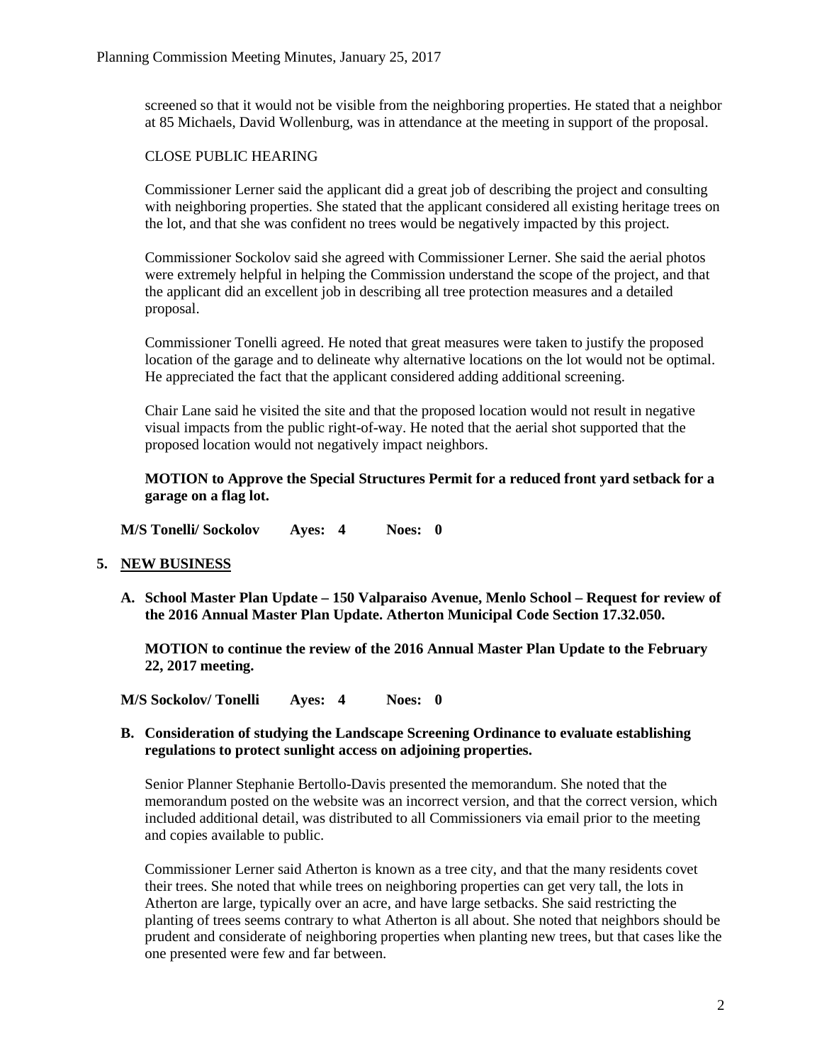screened so that it would not be visible from the neighboring properties. He stated that a neighbor at 85 Michaels, David Wollenburg, was in attendance at the meeting in support of the proposal.

CLOSE PUBLIC HEARING

Commissioner Lerner said the applicant did a great job of describing the project and consulting with neighboring properties. She stated that the applicant considered all existing heritage trees on the lot, and that she was confident no trees would be negatively impacted by this project.

Commissioner Sockolov said she agreed with Commissioner Lerner. She said the aerial photos were extremely helpful in helping the Commission understand the scope of the project, and that the applicant did an excellent job in describing all tree protection measures and a detailed proposal.

Commissioner Tonelli agreed. He noted that great measures were taken to justify the proposed location of the garage and to delineate why alternative locations on the lot would not be optimal. He appreciated the fact that the applicant considered adding additional screening.

Chair Lane said he visited the site and that the proposed location would not result in negative visual impacts from the public right-of-way. He noted that the aerial shot supported that the proposed location would not negatively impact neighbors.

**MOTION to Approve the Special Structures Permit for a reduced front yard setback for a garage on a flag lot.**

**M/S Tonelli/ Sockolov Ayes: 4 Noes: 0**

## 5. NEW BUSINESS

**A. School Master Plan Update – 150 Valparaiso Avenue, Menlo School – Request for review of the 2016 Annual Master Plan Update. Atherton Municipal Code Section 17.32.050.**

**MOTION to continue the review of the 2016 Annual Master Plan Update to the February 22, 2017 meeting.**

**M/S Sockolov/ Tonelli Ayes: 4 Noes: 0**

**B. Consideration of studying the Landscape Screening Ordinance to evaluate establishing regulations to protect sunlight access on adjoining properties.**

Senior Planner Stephanie Bertollo-Davis presented the memorandum. She noted that the memorandum posted on the website was an incorrect version, and that the correct version, which included additional detail, was distributed to all Commissioners via email prior to the meeting and copies available to public.

Commissioner Lerner said Atherton is known as a tree city, and that the many residents covet their trees. She noted that while trees on neighboring properties can get very tall, the lots in Atherton are large, typically over an acre, and have large setbacks. She said restricting the planting of trees seems contrary to what Atherton is all about. She noted that neighbors should be prudent and considerate of neighboring properties when planting new trees, but that cases like the one presented were few and far between.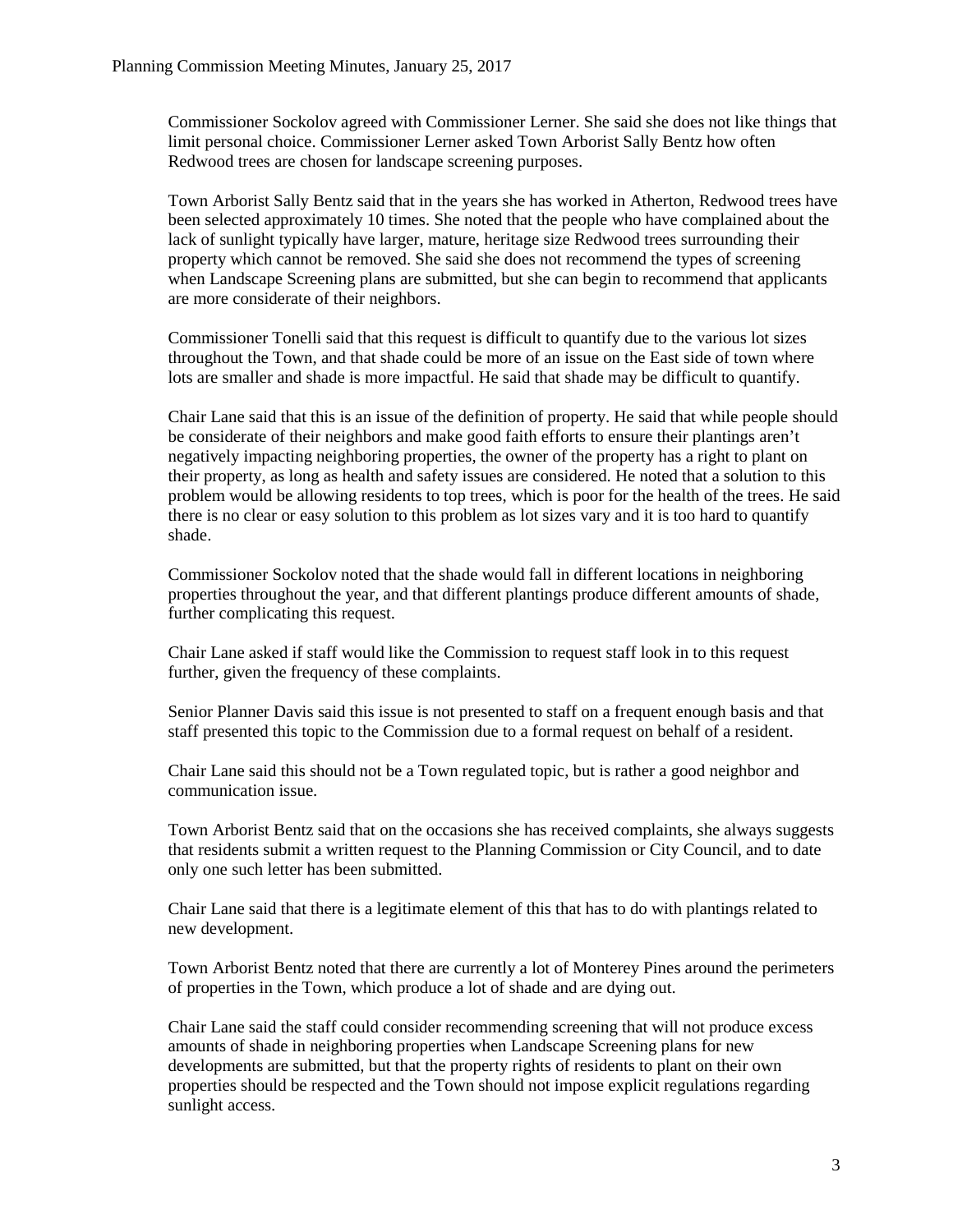Commissioner Sockolov agreed with Commissioner Lerner. She said she does not like things that limit personal choice. Commissioner Lerner asked Town Arborist Sally Bentz how often Redwood trees are chosen for landscape screening purposes.

Town Arborist Sally Bentz said that in the years she has worked in Atherton, Redwood trees have been selected approximately 10 times. She noted that the people who have complained about the lack of sunlight typically have larger, mature, heritage size Redwood trees surrounding their property which cannot be removed. She said she does not recommend the types of screening when Landscape Screening plans are submitted, but she can begin to recommend that applicants are more considerate of their neighbors.

Commissioner Tonelli said that this request is difficult to quantify due to the various lot sizes throughout the Town, and that shade could be more of an issue on the East side of town where lots are smaller and shade is more impactful. He said that shade may be difficult to quantify.

Chair Lane said that this is an issue of the definition of property. He said that while people should be considerate of their neighbors and make good faith efforts to ensure their plantings aren't negatively impacting neighboring properties, the owner of the property has a right to plant on their property, as long as health and safety issues are considered. He noted that a solution to this problem would be allowing residents to top trees, which is poor for the health of the trees. He said there is no clear or easy solution to this problem as lot sizes vary and it is too hard to quantify shade.

Commissioner Sockolov noted that the shade would fall in different locations in neighboring properties throughout the year, and that different plantings produce different amounts of shade, further complicating this request.

Chair Lane asked if staff would like the Commission to request staff look in to this request further, given the frequency of these complaints.

Senior Planner Davis said this issue is not presented to staff on a frequent enough basis and that staff presented this topic to the Commission due to a formal request on behalf of a resident.

Chair Lane said this should not be a Town regulated topic, but is rather a good neighbor and communication issue.

Town Arborist Bentz said that on the occasions she has received complaints, she always suggests that residents submit a written request to the Planning Commission or City Council, and to date only one such letter has been submitted.

Chair Lane said that there is a legitimate element of this that has to do with plantings related to new development.

Town Arborist Bentz noted that there are currently a lot of Monterey Pines around the perimeters of properties in the Town, which produce a lot of shade and are dying out.

Chair Lane said the staff could consider recommending screening that will not produce excess amounts of shade in neighboring properties when Landscape Screening plans for new developments are submitted, but that the property rights of residents to plant on their own properties should be respected and the Town should not impose explicit regulations regarding sunlight access.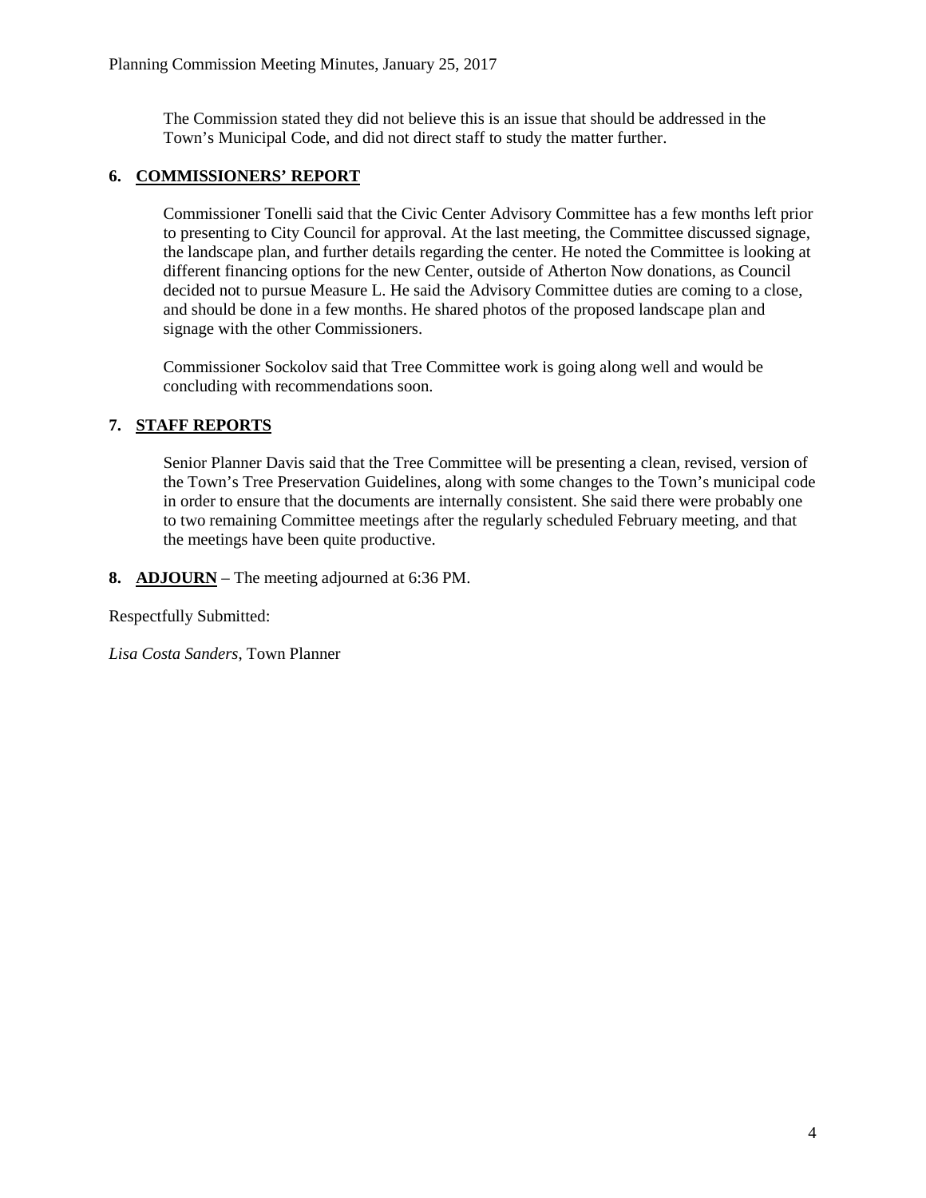The Commission stated they did not believe this is an issue that should be addressed in the Town's Municipal Code, and did not direct staff to study the matter further.

## 6. COMMISSIONERS' REPORT

Commissioner Tonelli said that the Civic Center Advisory Committee has a few months left prior to presenting to City Council for approval. At the last meeting, the Committee discussed signage, the landscape plan, and further details regarding the center. He noted the Committee is looking at different financing options for the new Center, outside of Atherton Now donations, as Council decided not to pursue Measure L. He said the Advisory Committee duties are coming to a close, and should be done in a few months. He shared photos of the proposed landscape plan and signage with the other Commissioners.

Commissioner Sockolov said that Tree Committee work is going along well and would be concluding with recommendations soon.

## 7. STAFF REPORTS

Senior Planner Davis said that the Tree Committee will be presenting a clean, revised, version of the Town's Tree Preservation Guidelines, along with some changes to the Town's municipal code in order to ensure that the documents are internally consistent. She said there were probably one to two remaining Committee meetings after the regularly scheduled February meeting, and that the meetings have been quite productive.

**8. ADJOURN** – The meeting adjourned at 6:36 PM.

Respectfully Submitted:

*Lisa Costa Sanders*, Town Planner